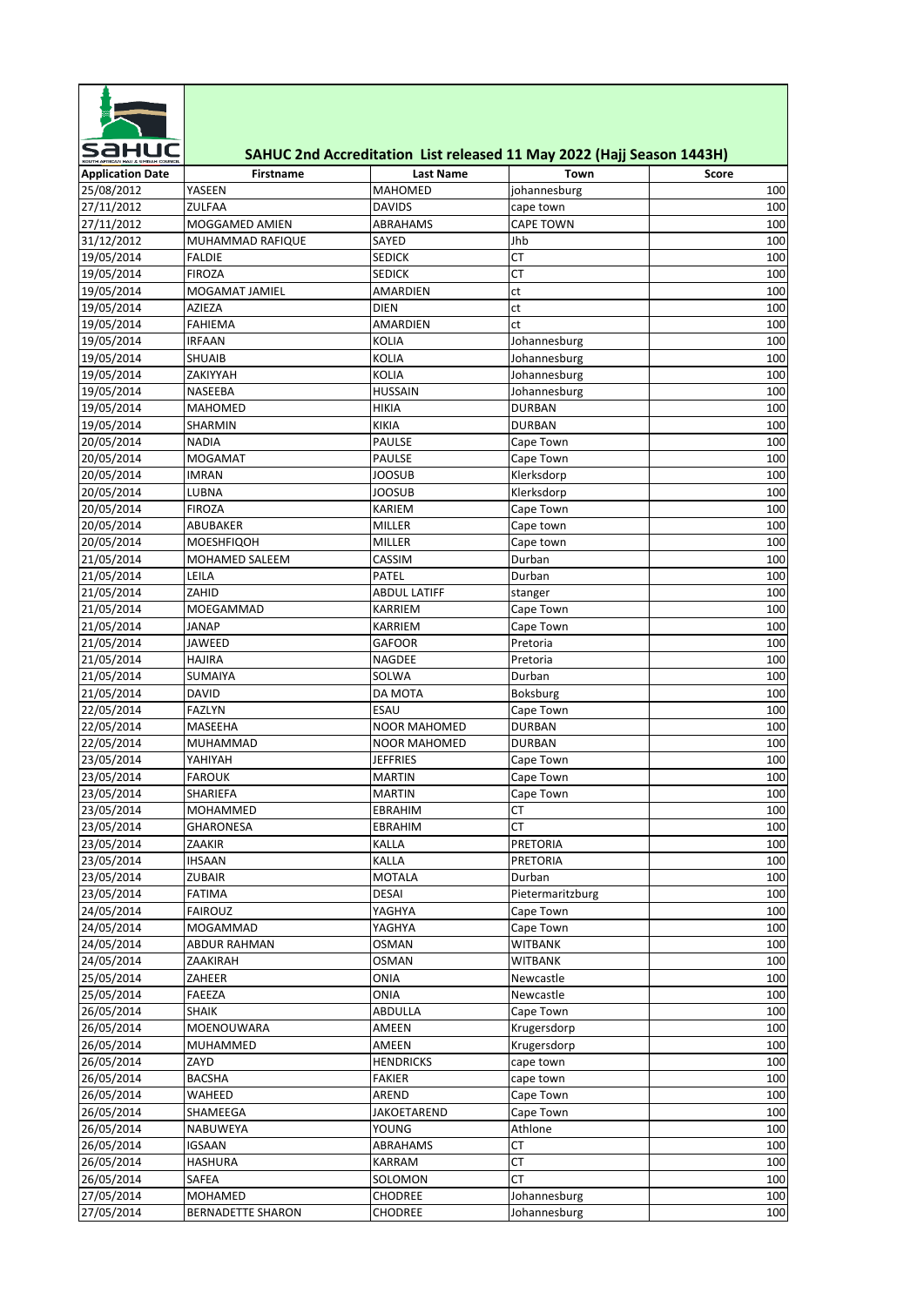# SAHUC 2nd Accreditation List released 11 May 2022 (Hajj Season 1443H)

| Application Date | Firstname | Last Name | Town | Score |
|---|---|---|---|---|
| 25/08/2012 | YASEEN | MAHOMED | johannesburg | 100 |
| 27/11/2012 | ZULFAA | DAVIDS | cape town | 100 |
| 27/11/2012 | MOGGAMED AMIEN | ABRAHAMS | CAPE TOWN | 100 |
| 31/12/2012 | MUHAMMAD RAFIQUE | SAYED | Jhb | 100 |
| 19/05/2014 | FALDIE | SEDICK | CT | 100 |
| 19/05/2014 | FIROZA | SEDICK | CT | 100 |
| 19/05/2014 | MOGAMAT JAMIEL | AMARDIEN | ct | 100 |
| 19/05/2014 | AZIEZA | DIEN | ct | 100 |
| 19/05/2014 | FAHIEMA | AMARDIEN | ct | 100 |
| 19/05/2014 | IRFAAN | KOLIA | Johannesburg | 100 |
| 19/05/2014 | SHUAIB | KOLIA | Johannesburg | 100 |
| 19/05/2014 | ZAKIYYAH | KOLIA | Johannesburg | 100 |
| 19/05/2014 | NASEEBA | HUSSAIN | Johannesburg | 100 |
| 19/05/2014 | MAHOMED | HIKIA | DURBAN | 100 |
| 19/05/2014 | SHARMIN | KIKIA | DURBAN | 100 |
| 20/05/2014 | NADIA | PAULSE | Cape Town | 100 |
| 20/05/2014 | MOGAMAT | PAULSE | Cape Town | 100 |
| 20/05/2014 | IMRAN | JOOSUB | Klerksdorp | 100 |
| 20/05/2014 | LUBNA | JOOSUB | Klerksdorp | 100 |
| 20/05/2014 | FIROZA | KARIEM | Cape Town | 100 |
| 20/05/2014 | ABUBAKER | MILLER | Cape town | 100 |
| 20/05/2014 | MOESHFIQOH | MILLER | Cape town | 100 |
| 21/05/2014 | MOHAMED SALEEM | CASSIM | Durban | 100 |
| 21/05/2014 | LEILA | PATEL | Durban | 100 |
| 21/05/2014 | ZAHID | ABDUL LATIFF | stanger | 100 |
| 21/05/2014 | MOEGAMMAD | KARRIEM | Cape Town | 100 |
| 21/05/2014 | JANAP | KARRIEM | Cape Town | 100 |
| 21/05/2014 | JAWEED | GAFOOR | Pretoria | 100 |
| 21/05/2014 | HAJIRA | NAGDEE | Pretoria | 100 |
| 21/05/2014 | SUMAIYA | SOLWA | Durban | 100 |
| 21/05/2014 | DAVID | DA MOTA | Boksburg | 100 |
| 22/05/2014 | FAZLYN | ESAU | Cape Town | 100 |
| 22/05/2014 | MASEEHA | NOOR MAHOMED | DURBAN | 100 |
| 22/05/2014 | MUHAMMAD | NOOR MAHOMED | DURBAN | 100 |
| 23/05/2014 | YAHIYAH | JEFFRIES | Cape Town | 100 |
| 23/05/2014 | FAROUK | MARTIN | Cape Town | 100 |
| 23/05/2014 | SHARIEFA | MARTIN | Cape Town | 100 |
| 23/05/2014 | MOHAMMED | EBRAHIM | CT | 100 |
| 23/05/2014 | GHARONESA | EBRAHIM | CT | 100 |
| 23/05/2014 | ZAAKIR | KALLA | PRETORIA | 100 |
| 23/05/2014 | IHSAAN | KALLA | PRETORIA | 100 |
| 23/05/2014 | ZUBAIR | MOTALA | Durban | 100 |
| 23/05/2014 | FATIMA | DESAI | Pietermaritzburg | 100 |
| 24/05/2014 | FAIROUZ | YAGHYA | Cape Town | 100 |
| 24/05/2014 | MOGAMMAD | YAGHYA | Cape Town | 100 |
| 24/05/2014 | ABDUR RAHMAN | OSMAN | WITBANK | 100 |
| 24/05/2014 | ZAAKIRAH | OSMAN | WITBANK | 100 |
| 25/05/2014 | ZAHEER | ONIA | Newcastle | 100 |
| 25/05/2014 | FAEEZA | ONIA | Newcastle | 100 |
| 26/05/2014 | SHAIK | ABDULLA | Cape Town | 100 |
| 26/05/2014 | MOENOUWARA | AMEEN | Krugersdorp | 100 |
| 26/05/2014 | MUHAMMED | AMEEN | Krugersdorp | 100 |
| 26/05/2014 | ZAYD | HENDRICKS | cape town | 100 |
| 26/05/2014 | BACSHA | FAKIER | cape town | 100 |
| 26/05/2014 | WAHEED | AREND | Cape Town | 100 |
| 26/05/2014 | SHAMEEGA | JAKOETAREND | Cape Town | 100 |
| 26/05/2014 | NABUWEYA | YOUNG | Athlone | 100 |
| 26/05/2014 | IGSAAN | ABRAHAMS | CT | 100 |
| 26/05/2014 | HASHURA | KARRAM | CT | 100 |
| 26/05/2014 | SAFEA | SOLOMON | CT | 100 |
| 27/05/2014 | MOHAMED | CHODREE | Johannesburg | 100 |
| 27/05/2014 | BERNADETTE SHARON | CHODREE | Johannesburg | 100 |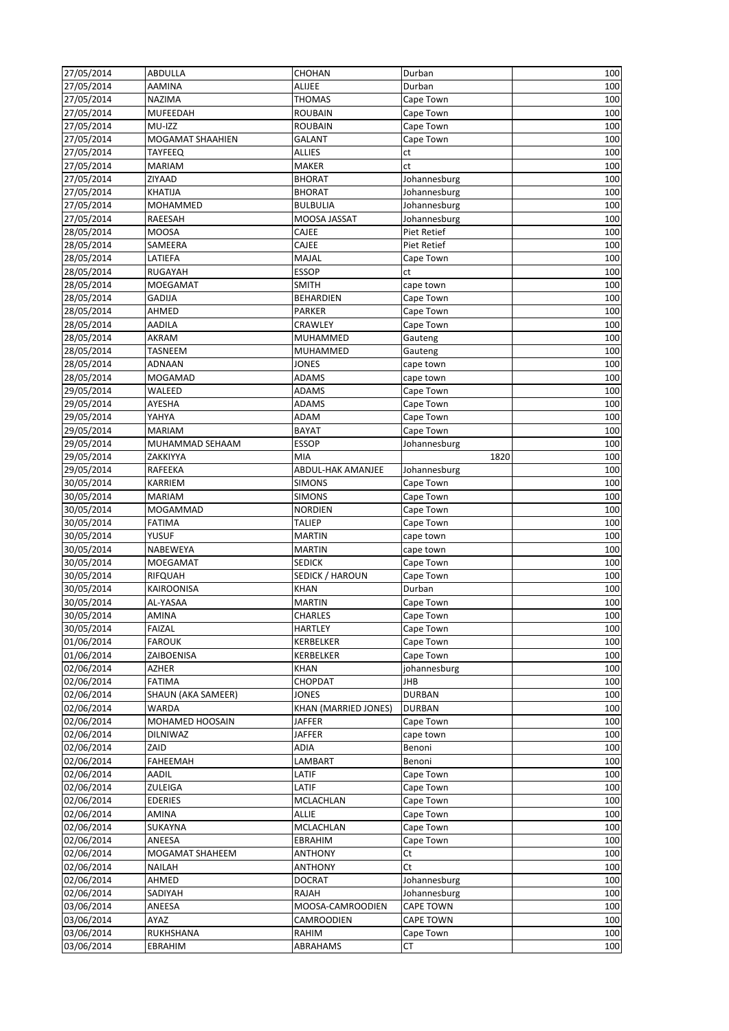| | | | | |
|---|---|---|---|---|
| 27/05/2014 | ABDULLA | CHOHAN | Durban | 100 |
| 27/05/2014 | AAMINA | ALIJEE | Durban | 100 |
| 27/05/2014 | NAZIMA | THOMAS | Cape Town | 100 |
| 27/05/2014 | MUFEEDAH | ROUBAIN | Cape Town | 100 |
| 27/05/2014 | MU-IZZ | ROUBAIN | Cape Town | 100 |
| 27/05/2014 | MOGAMAT SHAAHIEN | GALANT | Cape Town | 100 |
| 27/05/2014 | TAYFEEQ | ALLIES | ct | 100 |
| 27/05/2014 | MARIAM | MAKER | ct | 100 |
| 27/05/2014 | ZIYAAD | BHORAT | Johannesburg | 100 |
| 27/05/2014 | KHATIJA | BHORAT | Johannesburg | 100 |
| 27/05/2014 | MOHAMMED | BULBULIA | Johannesburg | 100 |
| 27/05/2014 | RAEESAH | MOOSA JASSAT | Johannesburg | 100 |
| 28/05/2014 | MOOSA | CAJEE | Piet Retief | 100 |
| 28/05/2014 | SAMEERA | CAJEE | Piet Retief | 100 |
| 28/05/2014 | LATIEFA | MAJAL | Cape Town | 100 |
| 28/05/2014 | RUGAYAH | ESSOP | ct | 100 |
| 28/05/2014 | MOEGAMAT | SMITH | cape town | 100 |
| 28/05/2014 | GADIJA | BEHARDIEN | Cape Town | 100 |
| 28/05/2014 | AHMED | PARKER | Cape Town | 100 |
| 28/05/2014 | AADILA | CRAWLEY | Cape Town | 100 |
| 28/05/2014 | AKRAM | MUHAMMED | Gauteng | 100 |
| 28/05/2014 | TASNEEM | MUHAMMED | Gauteng | 100 |
| 28/05/2014 | ADNAAN | JONES | cape town | 100 |
| 28/05/2014 | MOGAMAD | ADAMS | cape town | 100 |
| 29/05/2014 | WALEED | ADAMS | Cape Town | 100 |
| 29/05/2014 | AYESHA | ADAMS | Cape Town | 100 |
| 29/05/2014 | YAHYA | ADAM | Cape Town | 100 |
| 29/05/2014 | MARIAM | BAYAT | Cape Town | 100 |
| 29/05/2014 | MUHAMMAD SEHAAM | ESSOP | Johannesburg | 100 |
| 29/05/2014 | ZAKKIYYA | MIA | 1820 | 100 |
| 29/05/2014 | RAFEEKA | ABDUL-HAK AMANJEE | Johannesburg | 100 |
| 30/05/2014 | KARRIEM | SIMONS | Cape Town | 100 |
| 30/05/2014 | MARIAM | SIMONS | Cape Town | 100 |
| 30/05/2014 | MOGAMMAD | NORDIEN | Cape Town | 100 |
| 30/05/2014 | FATIMA | TALIEP | Cape Town | 100 |
| 30/05/2014 | YUSUF | MARTIN | cape town | 100 |
| 30/05/2014 | NABEWEYA | MARTIN | cape town | 100 |
| 30/05/2014 | MOEGAMAT | SEDICK | Cape Town | 100 |
| 30/05/2014 | RIFQUAH | SEDICK / HAROUN | Cape Town | 100 |
| 30/05/2014 | KAIROONISA | KHAN | Durban | 100 |
| 30/05/2014 | AL-YASAA | MARTIN | Cape Town | 100 |
| 30/05/2014 | AMINA | CHARLES | Cape Town | 100 |
| 30/05/2014 | FAIZAL | HARTLEY | Cape Town | 100 |
| 01/06/2014 | FAROUK | KERBELKER | Cape Town | 100 |
| 01/06/2014 | ZAIBOENISA | KERBELKER | Cape Town | 100 |
| 02/06/2014 | AZHER | KHAN | johannesburg | 100 |
| 02/06/2014 | FATIMA | CHOPDAT | JHB | 100 |
| 02/06/2014 | SHAUN (AKA SAMEER) | JONES | DURBAN | 100 |
| 02/06/2014 | WARDA | KHAN (MARRIED JONES) | DURBAN | 100 |
| 02/06/2014 | MOHAMED HOOSAIN | JAFFER | Cape Town | 100 |
| 02/06/2014 | DILNIWAZ | JAFFER | cape town | 100 |
| 02/06/2014 | ZAID | ADIA | Benoni | 100 |
| 02/06/2014 | FAHEEMAH | LAMBART | Benoni | 100 |
| 02/06/2014 | AADIL | LATIF | Cape Town | 100 |
| 02/06/2014 | ZULEIGA | LATIF | Cape Town | 100 |
| 02/06/2014 | EDERIES | MCLACHLAN | Cape Town | 100 |
| 02/06/2014 | AMINA | ALLIE | Cape Town | 100 |
| 02/06/2014 | SUKAYNA | MCLACHLAN | Cape Town | 100 |
| 02/06/2014 | ANEESA | EBRAHIM | Cape Town | 100 |
| 02/06/2014 | MOGAMAT SHAHEEM | ANTHONY | Ct | 100 |
| 02/06/2014 | NAILAH | ANTHONY | Ct | 100 |
| 02/06/2014 | AHMED | DOCRAT | Johannesburg | 100 |
| 02/06/2014 | SADIYAH | RAJAH | Johannesburg | 100 |
| 03/06/2014 | ANEESA | MOOSA-CAMROODIEN | CAPE TOWN | 100 |
| 03/06/2014 | AYAZ | CAMROODIEN | CAPE TOWN | 100 |
| 03/06/2014 | RUKHSHANA | RAHIM | Cape Town | 100 |
| 03/06/2014 | EBRAHIM | ABRAHAMS | CT | 100 |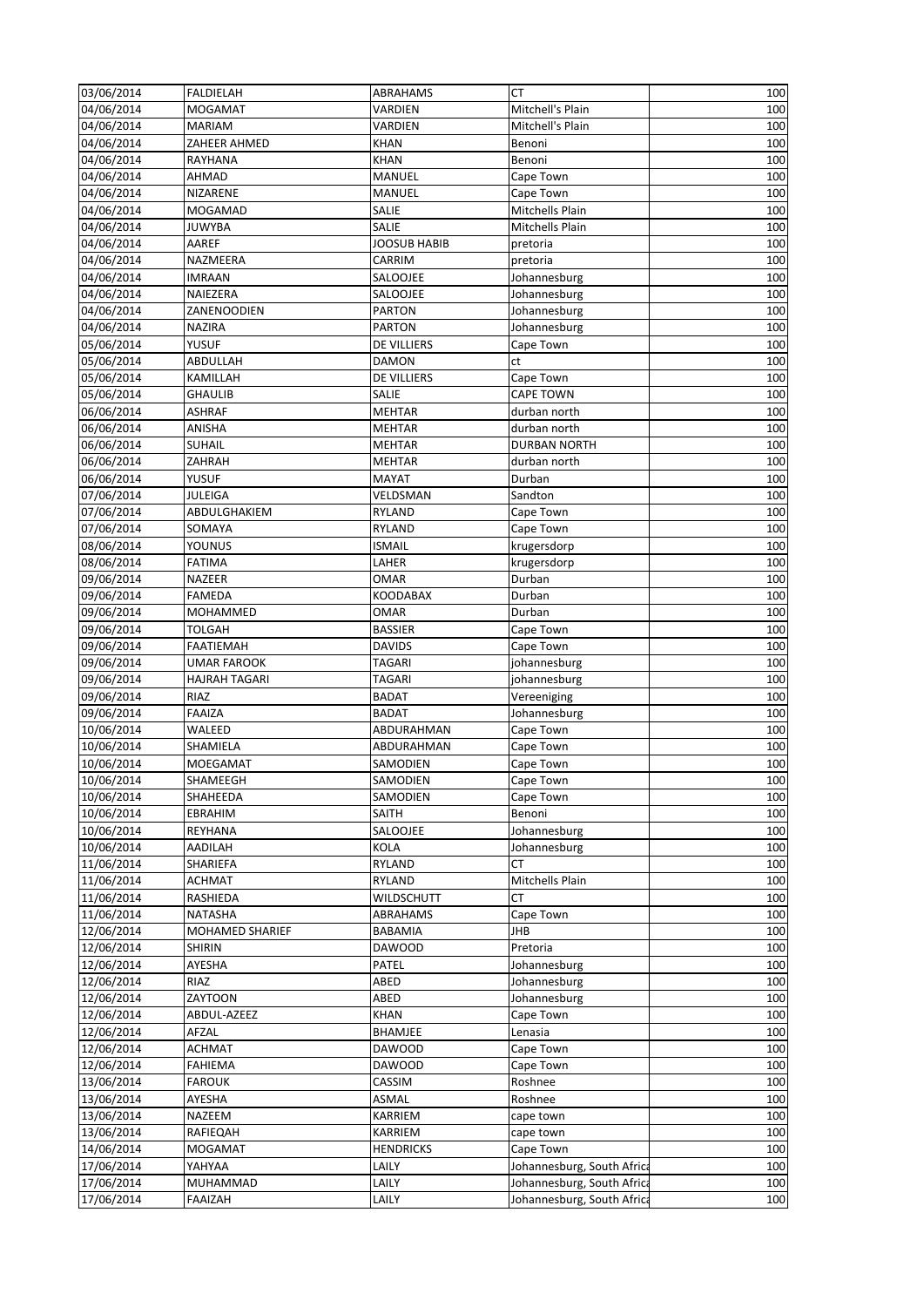| 03/06/2014 | FALDIELAH | ABRAHAMS | CT | 100 |
|---|---|---|---|---|
| 04/06/2014 | MOGAMAT | VARDIEN | Mitchell's Plain | 100 |
| 04/06/2014 | MARIAM | VARDIEN | Mitchell's Plain | 100 |
| 04/06/2014 | ZAHEER AHMED | KHAN | Benoni | 100 |
| 04/06/2014 | RAYHANA | KHAN | Benoni | 100 |
| 04/06/2014 | AHMAD | MANUEL | Cape Town | 100 |
| 04/06/2014 | NIZARENE | MANUEL | Cape Town | 100 |
| 04/06/2014 | MOGAMAD | SALIE | Mitchells Plain | 100 |
| 04/06/2014 | JUWYBA | SALIE | Mitchells Plain | 100 |
| 04/06/2014 | AAREF | JOOSUB HABIB | pretoria | 100 |
| 04/06/2014 | NAZMEERA | CARRIM | pretoria | 100 |
| 04/06/2014 | IMRAAN | SALOOJEE | Johannesburg | 100 |
| 04/06/2014 | NAIEZERA | SALOOJEE | Johannesburg | 100 |
| 04/06/2014 | ZANENOODIEN | PARTON | Johannesburg | 100 |
| 04/06/2014 | NAZIRA | PARTON | Johannesburg | 100 |
| 05/06/2014 | YUSUF | DE VILLIERS | Cape Town | 100 |
| 05/06/2014 | ABDULLAH | DAMON | ct | 100 |
| 05/06/2014 | KAMILLAH | DE VILLIERS | Cape Town | 100 |
| 05/06/2014 | GHAULIB | SALIE | CAPE TOWN | 100 |
| 06/06/2014 | ASHRAF | MEHTAR | durban north | 100 |
| 06/06/2014 | ANISHA | MEHTAR | durban north | 100 |
| 06/06/2014 | SUHAIL | MEHTAR | DURBAN NORTH | 100 |
| 06/06/2014 | ZAHRAH | MEHTAR | durban north | 100 |
| 06/06/2014 | YUSUF | MAYAT | Durban | 100 |
| 07/06/2014 | JULEIGA | VELDSMAN | Sandton | 100 |
| 07/06/2014 | ABDULGHAKIEM | RYLAND | Cape Town | 100 |
| 07/06/2014 | SOMAYA | RYLAND | Cape Town | 100 |
| 08/06/2014 | YOUNUS | ISMAIL | krugersdorp | 100 |
| 08/06/2014 | FATIMA | LAHER | krugersdorp | 100 |
| 09/06/2014 | NAZEER | OMAR | Durban | 100 |
| 09/06/2014 | FAMEDA | KOODABAX | Durban | 100 |
| 09/06/2014 | MOHAMMED | OMAR | Durban | 100 |
| 09/06/2014 | TOLGAH | BASSIER | Cape Town | 100 |
| 09/06/2014 | FAATIEMAH | DAVIDS | Cape Town | 100 |
| 09/06/2014 | UMAR FAROOK | TAGARI | johannesburg | 100 |
| 09/06/2014 | HAJRAH TAGARI | TAGARI | johannesburg | 100 |
| 09/06/2014 | RIAZ | BADAT | Vereeniging | 100 |
| 09/06/2014 | FAAIZA | BADAT | Johannesburg | 100 |
| 10/06/2014 | WALEED | ABDURAHMAN | Cape Town | 100 |
| 10/06/2014 | SHAMIELA | ABDURAHMAN | Cape Town | 100 |
| 10/06/2014 | MOEGAMAT | SAMODIEN | Cape Town | 100 |
| 10/06/2014 | SHAMEEGH | SAMODIEN | Cape Town | 100 |
| 10/06/2014 | SHAHEEDA | SAMODIEN | Cape Town | 100 |
| 10/06/2014 | EBRAHIM | SAITH | Benoni | 100 |
| 10/06/2014 | REYHANA | SALOOJEE | Johannesburg | 100 |
| 10/06/2014 | AADILAH | KOLA | Johannesburg | 100 |
| 11/06/2014 | SHARIEFA | RYLAND | CT | 100 |
| 11/06/2014 | ACHMAT | RYLAND | Mitchells Plain | 100 |
| 11/06/2014 | RASHIEDA | WILDSCHUTT | CT | 100 |
| 11/06/2014 | NATASHA | ABRAHAMS | Cape Town | 100 |
| 12/06/2014 | MOHAMED SHARIEF | BABAMIA | JHB | 100 |
| 12/06/2014 | SHIRIN | DAWOOD | Pretoria | 100 |
| 12/06/2014 | AYESHA | PATEL | Johannesburg | 100 |
| 12/06/2014 | RIAZ | ABED | Johannesburg | 100 |
| 12/06/2014 | ZAYTOON | ABED | Johannesburg | 100 |
| 12/06/2014 | ABDUL-AZEEZ | KHAN | Cape Town | 100 |
| 12/06/2014 | AFZAL | BHAMJEE | Lenasia | 100 |
| 12/06/2014 | ACHMAT | DAWOOD | Cape Town | 100 |
| 12/06/2014 | FAHIEMA | DAWOOD | Cape Town | 100 |
| 13/06/2014 | FAROUK | CASSIM | Roshnee | 100 |
| 13/06/2014 | AYESHA | ASMAL | Roshnee | 100 |
| 13/06/2014 | NAZEEM | KARRIEM | cape town | 100 |
| 13/06/2014 | RAFIEQAH | KARRIEM | cape town | 100 |
| 14/06/2014 | MOGAMAT | HENDRICKS | Cape Town | 100 |
| 17/06/2014 | YAHYAA | LAILY | Johannesburg, South Africa | 100 |
| 17/06/2014 | MUHAMMAD | LAILY | Johannesburg, South Africa | 100 |
| 17/06/2014 | FAAIZAH | LAILY | Johannesburg, South Africa | 100 |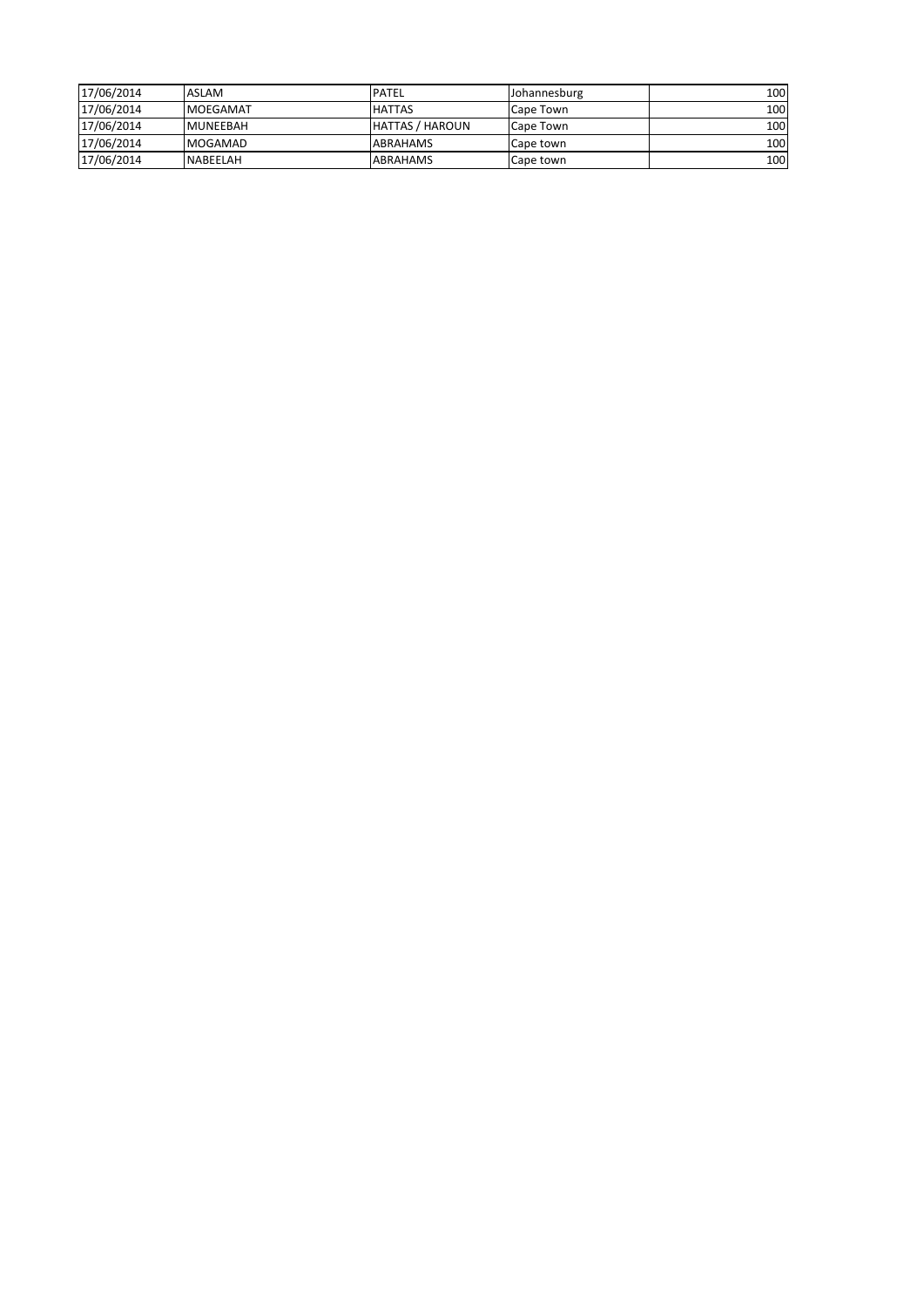| | | | | |
|---|---|---|---|---|
| 17/06/2014 | ASLAM | PATEL | Johannesburg | 100 |
| 17/06/2014 | MOEGAMAT | HATTAS | Cape Town | 100 |
| 17/06/2014 | MUNEEBAH | HATTAS / HAROUN | Cape Town | 100 |
| 17/06/2014 | MOGAMAD | ABRAHAMS | Cape town | 100 |
| 17/06/2014 | NABEELAH | ABRAHAMS | Cape town | 100 |